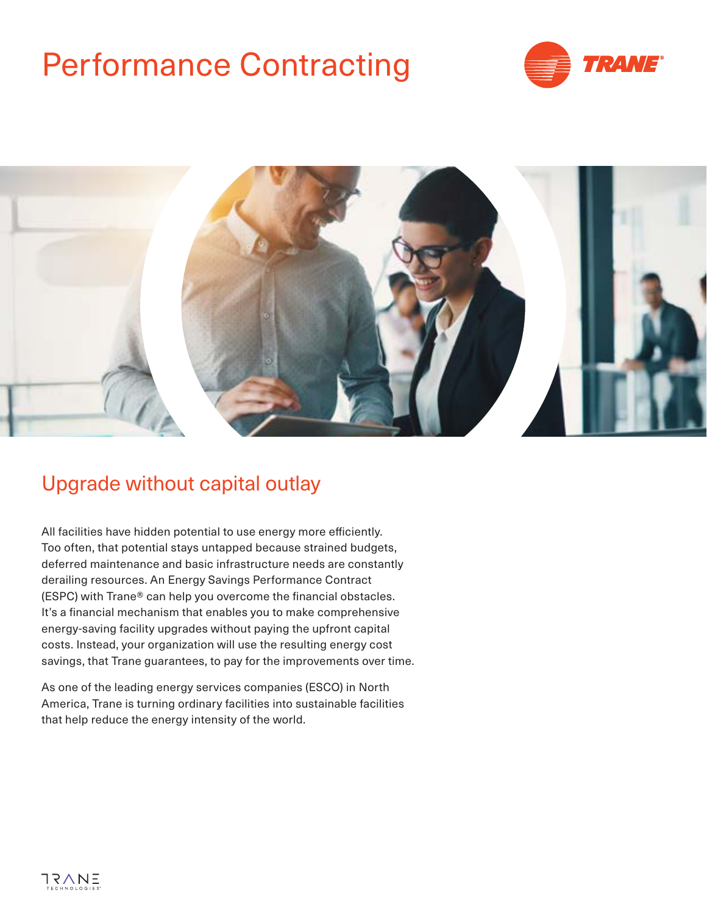# Performance Contracting

## Upgrade without capital outlay

All facilities have hidden potential to use energy more efficiently. Too often, that potential stays untapped because strained budgets, deferred maintenance and basic infrastructure needs are constantly derailing resources. An Energy Savings Performance Contract (ESPC) with Trane® can help you overcome the financial obstacles. It's a financial mechanism that enables you to make comprehensive energy-saving facility upgrades without paying the upfront capital costs. Instead, your organization will use the resulting energy cost savings, that Trane guarantees, to pay for the improvements over time.

As one of the leading energy services companies (ESCO) in North America, Trane is turning ordinary facilities into sustainable facilities that help reduce the energy intensity of the world.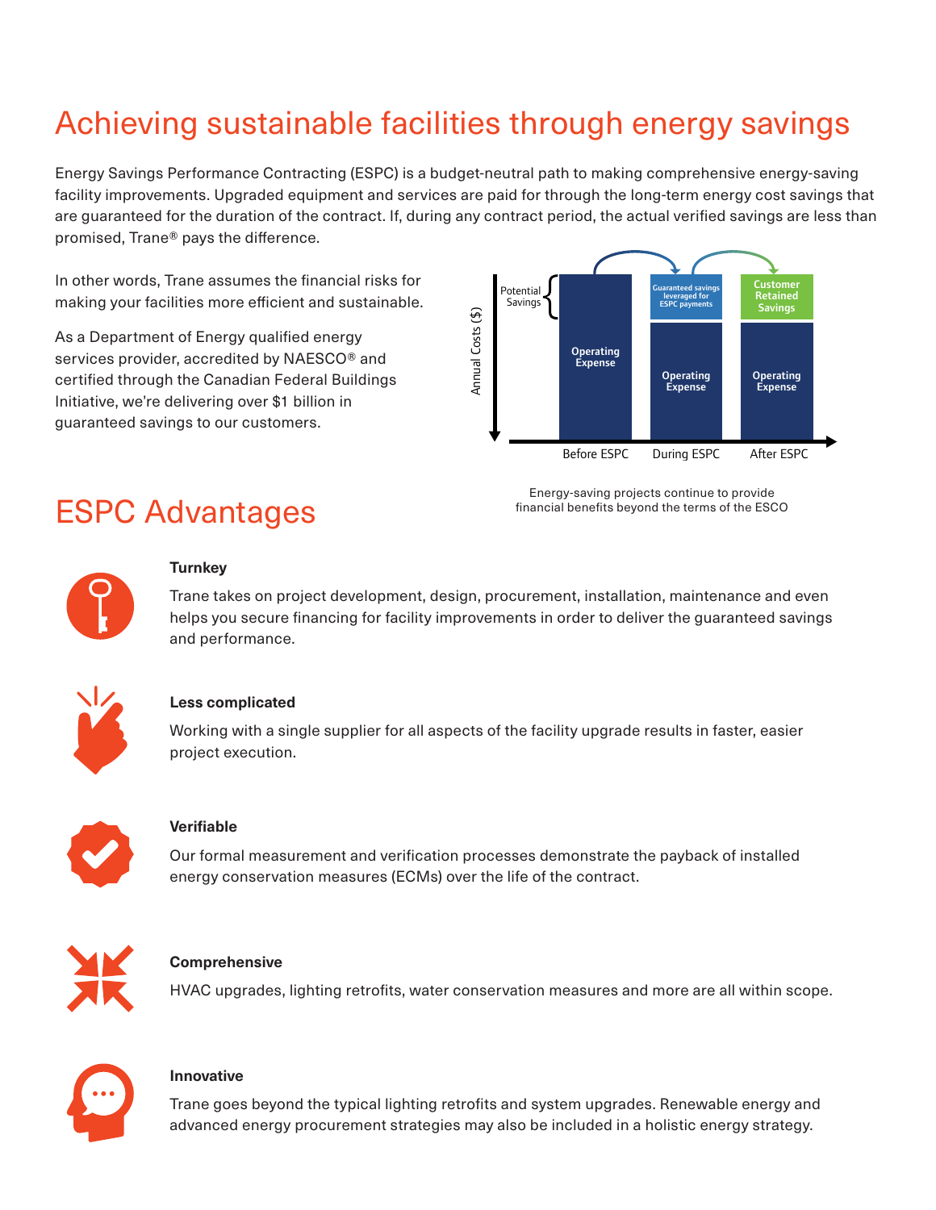# Achieving sustainable facilities through energy savings

Energy Savings Performance Contracting (ESPC) is a budget-neutral path to making comprehensive energy-saving facility improvements. Upgraded equipment and services are paid for through the long-term energy cost savings that are guaranteed for the duration of the contract. If, during any contract period, the actual verified savings are less than promised, Trane® pays the difference.

In other words, Trane assumes the financial risks for making your facilities more efficient and sustainable.

As a Department of Energy qualified energy services provider, accredited by NAESCO® and certified through the Canadian Federal Buildings Initiative, we're delivering over $1 billion in guaranteed savings to our customers.

Annual Costs ($)

Potential Savings

Operating Expense

Guaranteed savings leveraged for ESPC payments

Operating Expense

Customer Retained Savings

Operating Expense

Before ESPC | During ESPC | After ESPC

Energy-saving projects continue to provide financial benefits beyond the terms of the ESCO

# ESPC Advantages

**Turnkey**

Trane takes on project development, design, procurement, installation, maintenance and even helps you secure financing for facility improvements in order to deliver the guaranteed savings and performance.

**Less complicated**

Working with a single supplier for all aspects of the facility upgrade results in faster, easier project execution.

**Verifiable**

Our formal measurement and verification processes demonstrate the payback of installed energy conservation measures (ECMs) over the life of the contract.

**Comprehensive**

HVAC upgrades, lighting retrofits, water conservation measures and more are all within scope.

**Innovative**

Trane goes beyond the typical lighting retrofits and system upgrades. Renewable energy and advanced energy procurement strategies may also be included in a holistic energy strategy.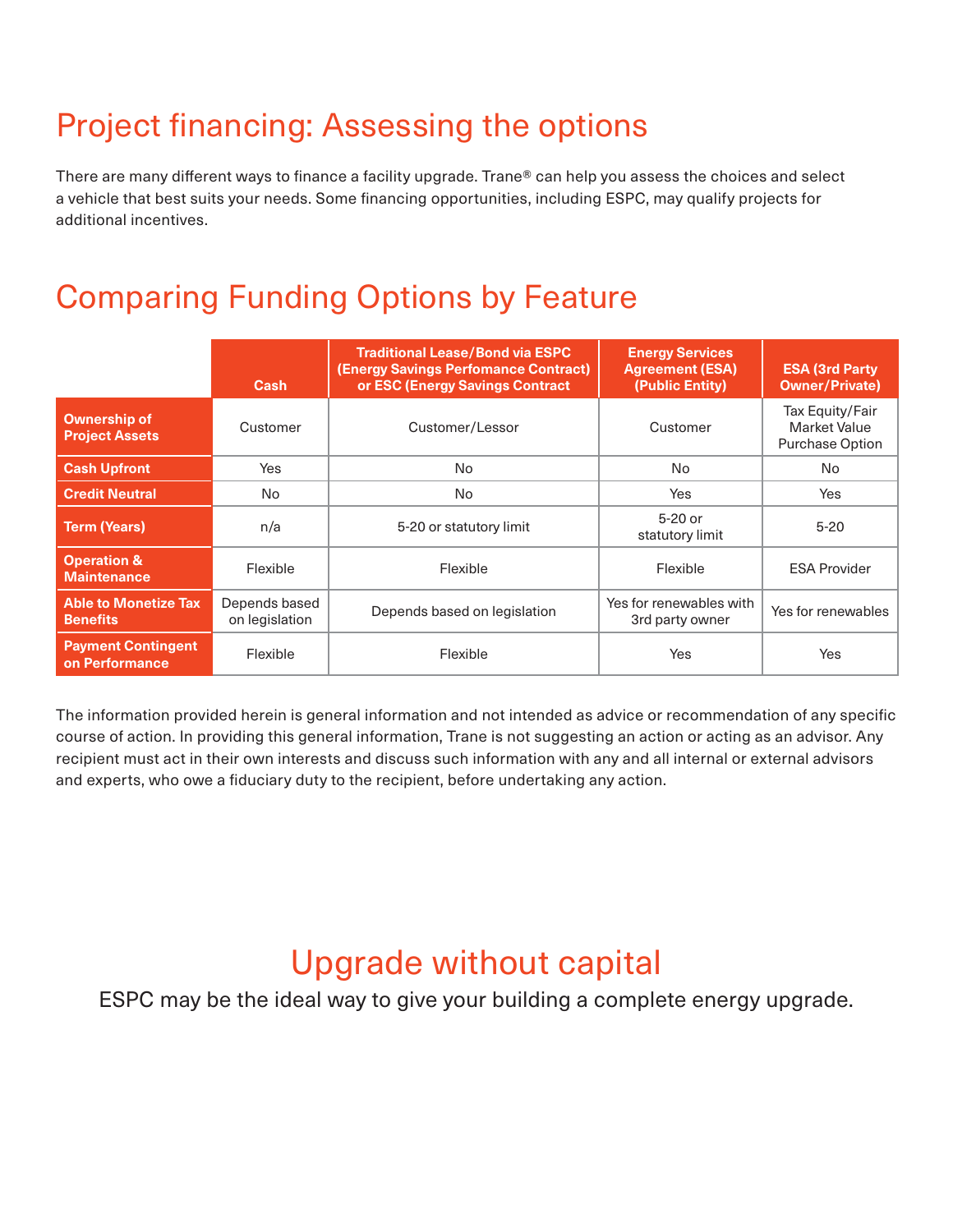# Project financing: Assessing the options

There are many different ways to finance a facility upgrade. Trane® can help you assess the choices and select a vehicle that best suits your needs. Some financing opportunities, including ESPC, may qualify projects for additional incentives.

# Comparing Funding Options by Feature

| | Cash | Traditional Lease/Bond via ESPC (Energy Savings Perfomance Contract) or ESC (Energy Savings Contract | Energy Services Agreement (ESA) (Public Entity) | ESA (3rd Party Owner/Private) |
|---|---|---|---|---|
| **Ownership of Project Assets** | Customer | Customer/Lessor | Customer | Tax Equity/Fair Market Value Purchase Option |
| **Cash Upfront** | Yes | No | No | No |
| **Credit Neutral** | No | No | Yes | Yes |
| **Term (Years)** | n/a | 5-20 or statutory limit | 5-20 or statutory limit | 5-20 |
| **Operation & Maintenance** | Flexible | Flexible | Flexible | ESA Provider |
| **Able to Monetize Tax Benefits** | Depends based on legislation | Depends based on legislation | Yes for renewables with 3rd party owner | Yes for renewables |
| **Payment Contingent on Performance** | Flexible | Flexible | Yes | Yes |

The information provided herein is general information and not intended as advice or recommendation of any specific course of action. In providing this general information, Trane is not suggesting an action or acting as an advisor. Any recipient must act in their own interests and discuss such information with any and all internal or external advisors and experts, who owe a fiduciary duty to the recipient, before undertaking any action.

# Upgrade without capital

ESPC may be the ideal way to give your building a complete energy upgrade.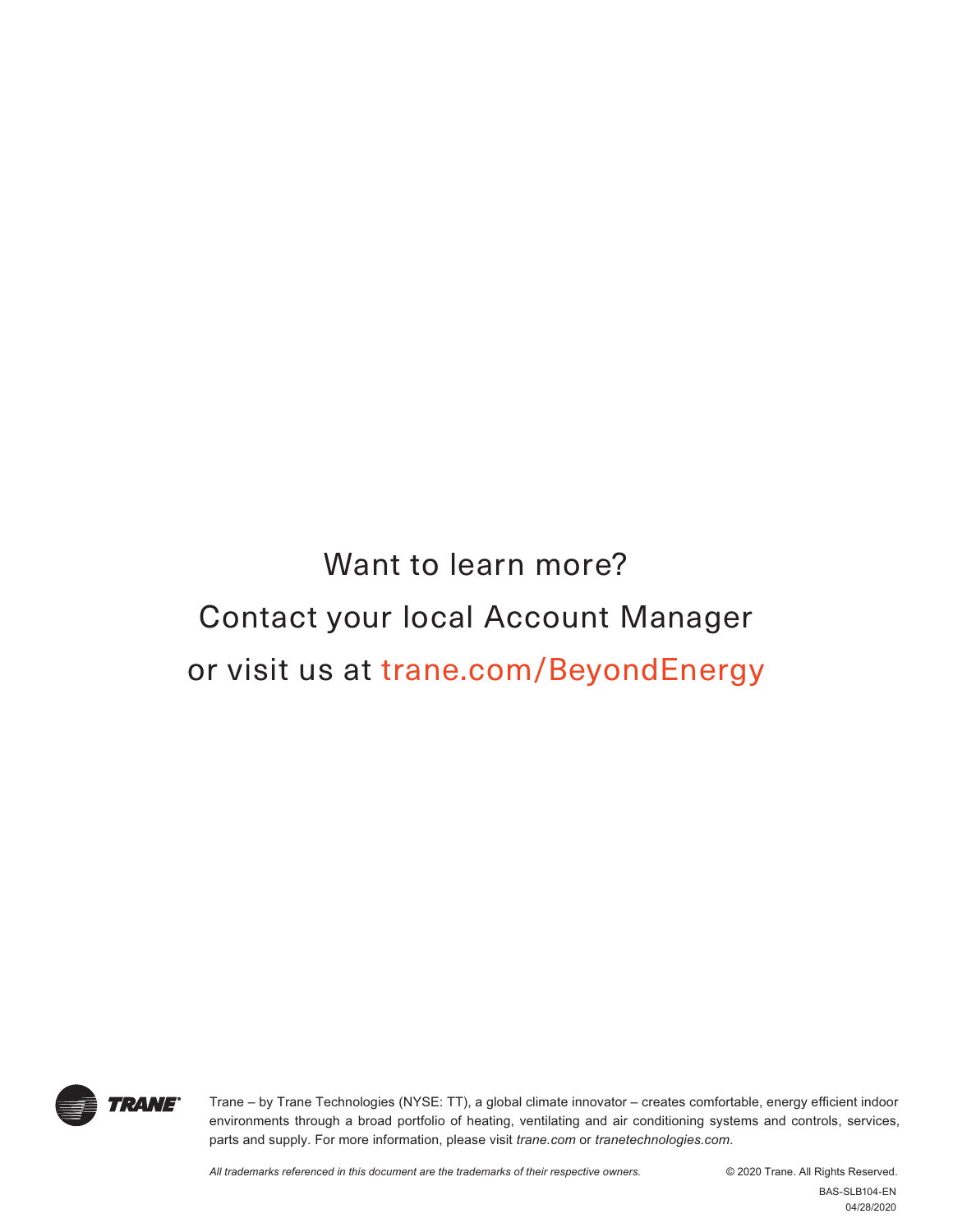Want to learn more?

Contact your local Account Manager

or visit us at trane.com/BeyondEnergy

TRANE

Trane – by Trane Technologies (NYSE: TT), a global climate innovator – creates comfortable, energy efficient indoor environments through a broad portfolio of heating, ventilating and air conditioning systems and controls, services, parts and supply. For more information, please visit *trane.com* or *tranetechnologies.com*.

*All trademarks referenced in this document are the trademarks of their respective owners.*

© 2020 Trane. All Rights Reserved.

BAS-SLB104-EN
04/28/2020